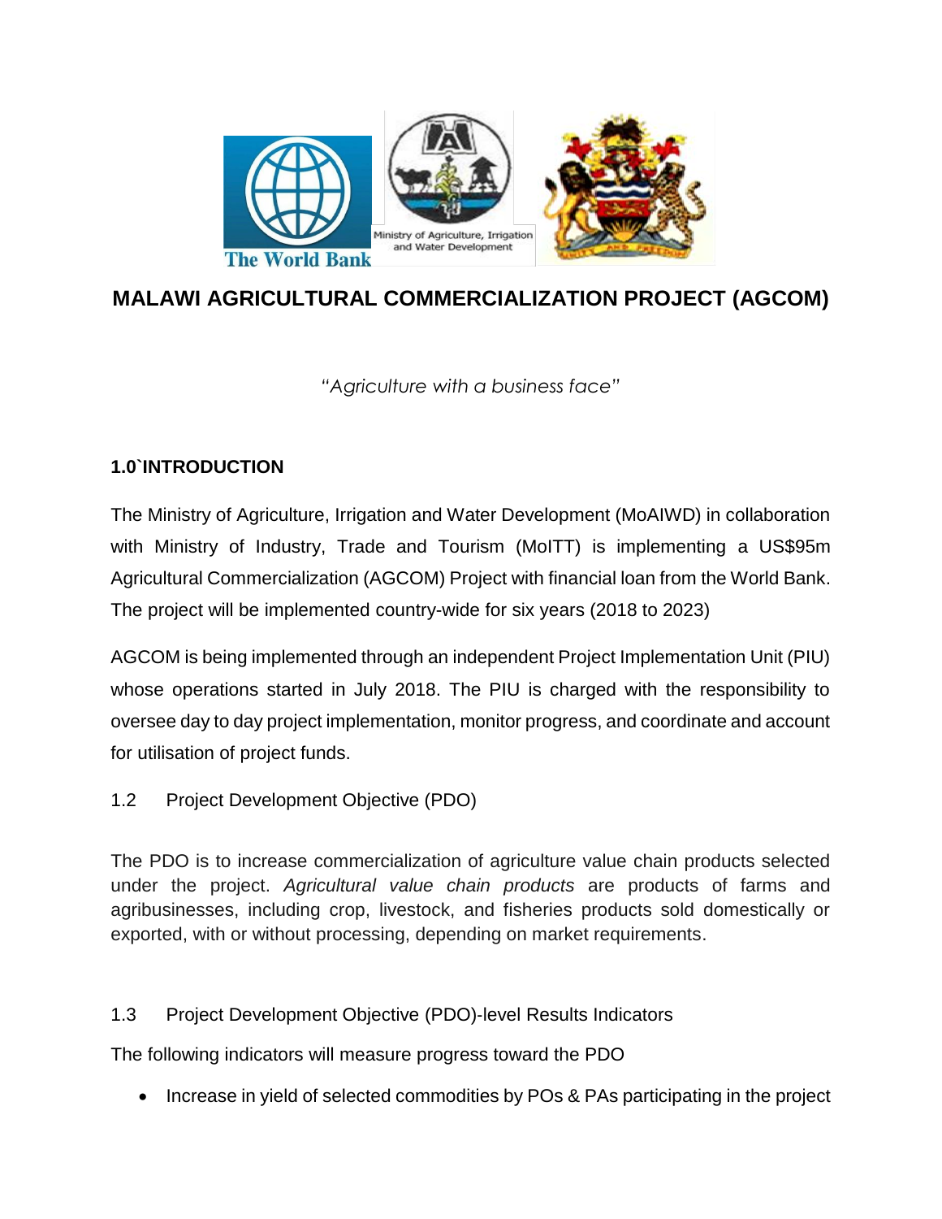# MALAWI AGRICULTURAL COMMERCIALIZATION PROJECT (AGCOM)

*"Agriculture with a business face"*

## 1.0`INTRODUCTION

The Ministry of Agriculture, Irrigation and Water Development (MoAIWD) in collaboration with Ministry of Industry, Trade and Tourism (MoITT) is implementing a US$95m Agricultural Commercialization (AGCOM) Project with financial loan from the World Bank. The project will be implemented country-wide for six years (2018 to 2023)

AGCOM is being implemented through an independent Project Implementation Unit (PIU) whose operations started in July 2018. The PIU is charged with the responsibility to oversee day to day project implementation, monitor progress, and coordinate and account for utilisation of project funds.

### 1.2 Project Development Objective (PDO)

The PDO is to increase commercialization of agriculture value chain products selected under the project. *Agricultural value chain products* are products of farms and agribusinesses, including crop, livestock, and fisheries products sold domestically or exported, with or without processing, depending on market requirements.

### 1.3 Project Development Objective (PDO)-level Results Indicators

The following indicators will measure progress toward the PDO

- Increase in yield of selected commodities by POs & PAs participating in the project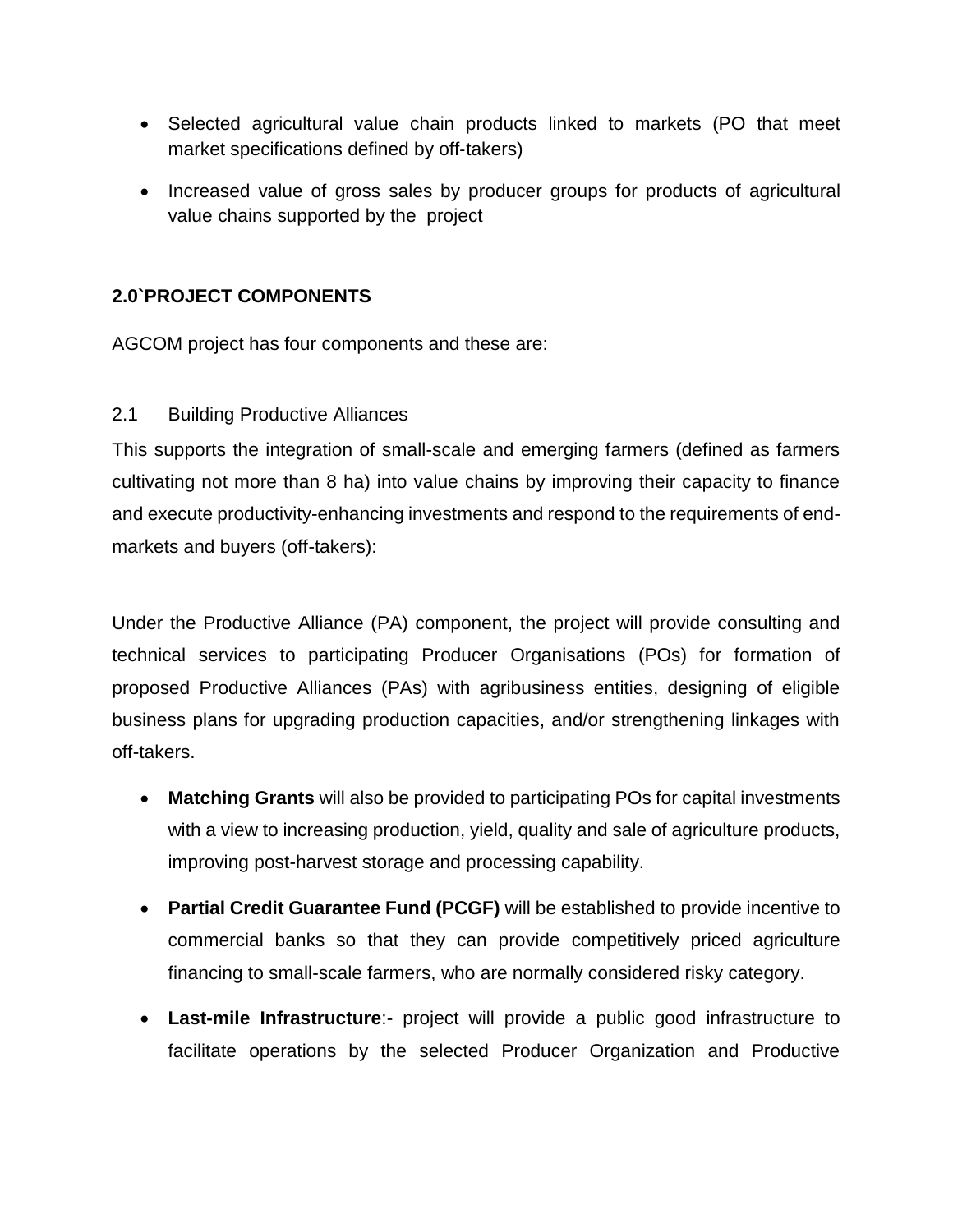- Selected agricultural value chain products linked to markets (PO that meet market specifications defined by off-takers)
- Increased value of gross sales by producer groups for products of agricultural value chains supported by the project

## 2.0`PROJECT COMPONENTS

AGCOM project has four components and these are:

### 2.1 Building Productive Alliances

This supports the integration of small-scale and emerging farmers (defined as farmers cultivating not more than 8 ha) into value chains by improving their capacity to finance and execute productivity-enhancing investments and respond to the requirements of end-markets and buyers (off-takers):

Under the Productive Alliance (PA) component, the project will provide consulting and technical services to participating Producer Organisations (POs) for formation of proposed Productive Alliances (PAs) with agribusiness entities, designing of eligible business plans for upgrading production capacities, and/or strengthening linkages with off-takers.

- **Matching Grants** will also be provided to participating POs for capital investments with a view to increasing production, yield, quality and sale of agriculture products, improving post-harvest storage and processing capability.
- **Partial Credit Guarantee Fund (PCGF)** will be established to provide incentive to commercial banks so that they can provide competitively priced agriculture financing to small-scale farmers, who are normally considered risky category.
- **Last-mile Infrastructure**:- project will provide a public good infrastructure to facilitate operations by the selected Producer Organization and Productive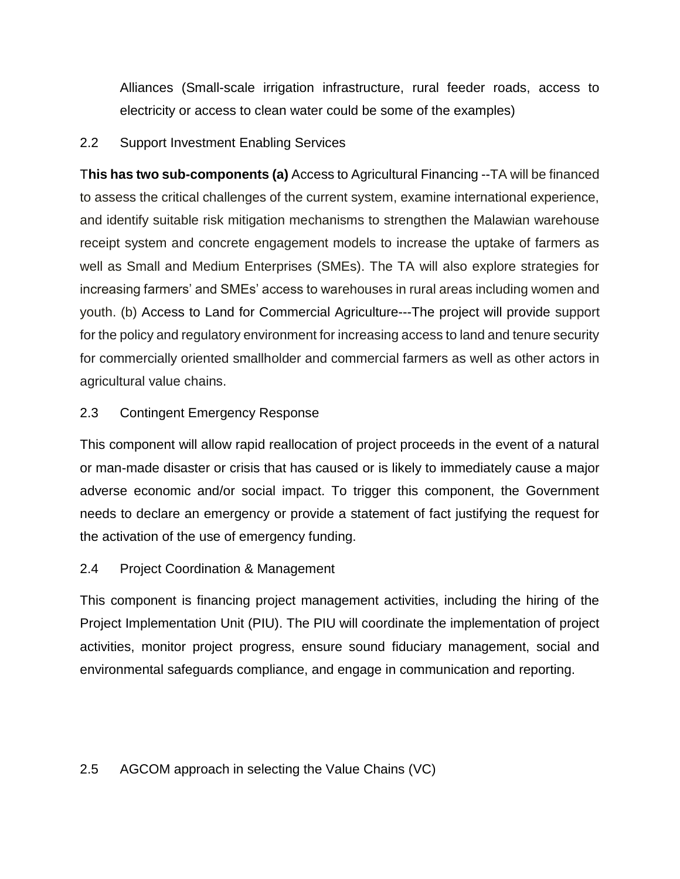Alliances (Small-scale irrigation infrastructure, rural feeder roads, access to electricity or access to clean water could be some of the examples)

## 2.2 Support Investment Enabling Services

T**his has two sub-components (a)** Access to Agricultural Financing --TA will be financed to assess the critical challenges of the current system, examine international experience, and identify suitable risk mitigation mechanisms to strengthen the Malawian warehouse receipt system and concrete engagement models to increase the uptake of farmers as well as Small and Medium Enterprises (SMEs). The TA will also explore strategies for increasing farmers' and SMEs' access to warehouses in rural areas including women and youth. (b) Access to Land for Commercial Agriculture---The project will provide support for the policy and regulatory environment for increasing access to land and tenure security for commercially oriented smallholder and commercial farmers as well as other actors in agricultural value chains.

## 2.3 Contingent Emergency Response

This component will allow rapid reallocation of project proceeds in the event of a natural or man-made disaster or crisis that has caused or is likely to immediately cause a major adverse economic and/or social impact. To trigger this component, the Government needs to declare an emergency or provide a statement of fact justifying the request for the activation of the use of emergency funding.

## 2.4 Project Coordination & Management

This component is financing project management activities, including the hiring of the Project Implementation Unit (PIU). The PIU will coordinate the implementation of project activities, monitor project progress, ensure sound fiduciary management, social and environmental safeguards compliance, and engage in communication and reporting.

## 2.5 AGCOM approach in selecting the Value Chains (VC)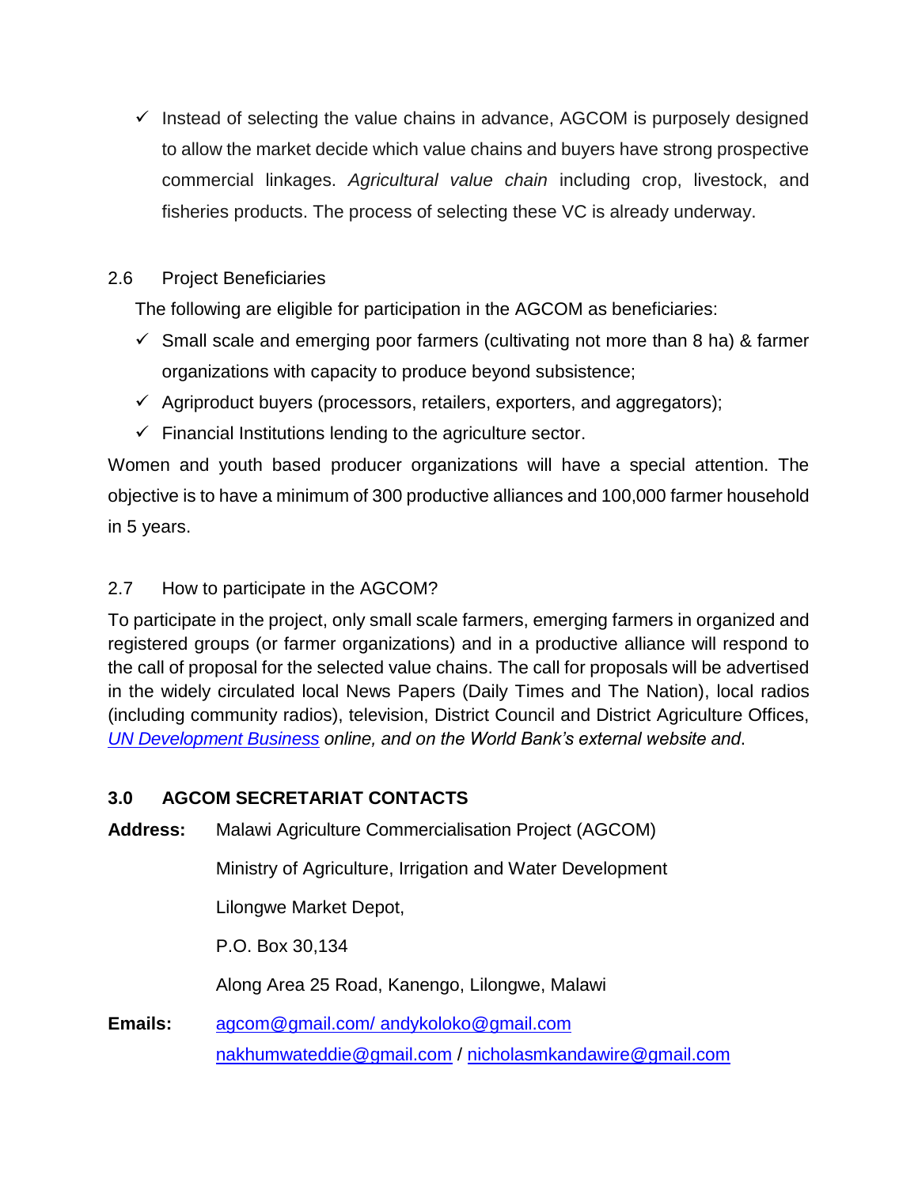- ✓ Instead of selecting the value chains in advance, AGCOM is purposely designed to allow the market decide which value chains and buyers have strong prospective commercial linkages. *Agricultural value chain* including crop, livestock, and fisheries products. The process of selecting these VC is already underway.

## 2.6 Project Beneficiaries

The following are eligible for participation in the AGCOM as beneficiaries:

- ✓ Small scale and emerging poor farmers (cultivating not more than 8 ha) & farmer organizations with capacity to produce beyond subsistence;
- ✓ Agriproduct buyers (processors, retailers, exporters, and aggregators);
- ✓ Financial Institutions lending to the agriculture sector.

Women and youth based producer organizations will have a special attention. The objective is to have a minimum of 300 productive alliances and 100,000 farmer household in 5 years.

## 2.7 How to participate in the AGCOM?

To participate in the project, only small scale farmers, emerging farmers in organized and registered groups (or farmer organizations) and in a productive alliance will respond to the call of proposal for the selected value chains. The call for proposals will be advertised in the widely circulated local News Papers (Daily Times and The Nation), local radios (including community radios), television, District Council and District Agriculture Offices, *UN Development Business online, and on the World Bank's external website and*.

# 3.0 AGCOM SECRETARIAT CONTACTS

**Address:** Malawi Agriculture Commercialisation Project (AGCOM)

Ministry of Agriculture, Irrigation and Water Development

Lilongwe Market Depot,

P.O. Box 30,134

Along Area 25 Road, Kanengo, Lilongwe, Malawi

**Emails:** agcom@gmail.com/ andykoloko@gmail.com

nakhumwateddie@gmail.com / nicholasmkandawire@gmail.com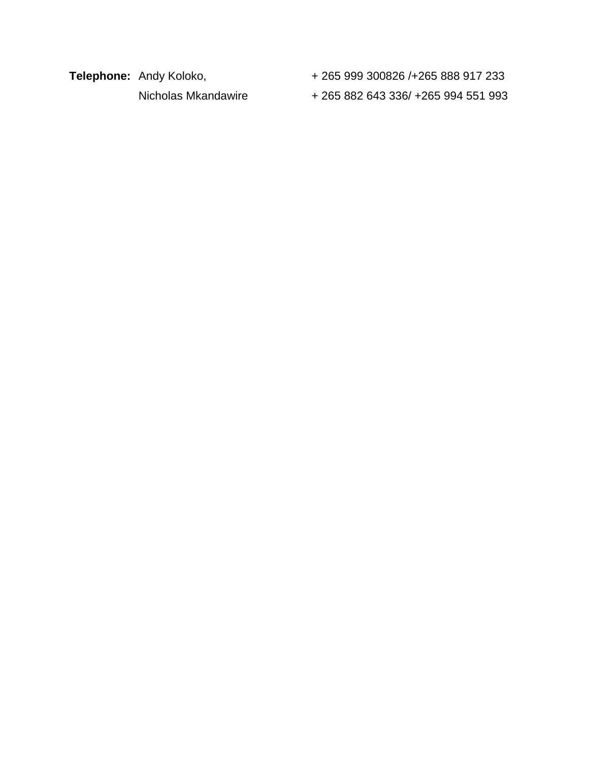| | | |
|---|---|---|
| **Telephone:** | Andy Koloko, | + 265 999 300826 /+265 888 917 233 |
| | Nicholas Mkandawire | + 265 882 643 336/ +265 994 551 993 |